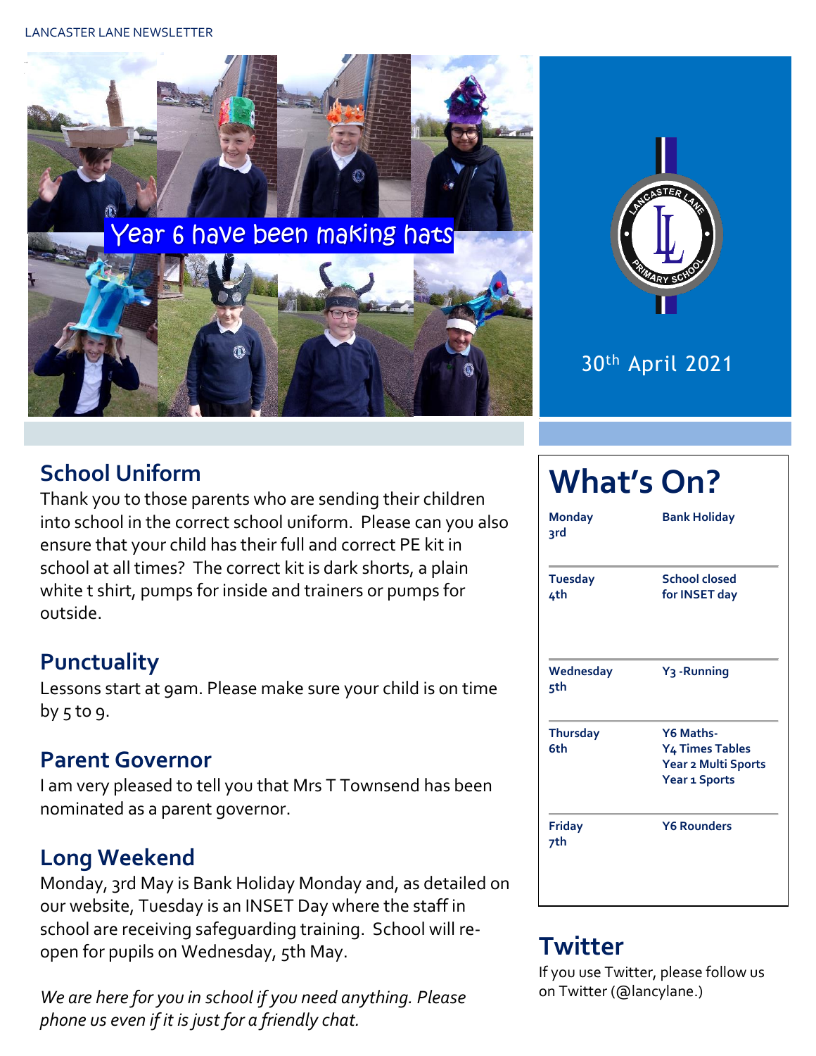Year 6 have been making hats

30th April 2021

## School Uniform

Thank you to those parents who are sending their children into school in the correct school uniform. Please can you also ensure that your child has their full and correct PE kit in school at all times? The correct kit is dark shorts, a plain white t shirt, pumps for inside and trainers or pumps for outside.

## Punctuality

Lessons start at 9am. Please make sure your child is on time by 5 to 9.

## Parent Governor

I am very pleased to tell you that Mrs T Townsend has been nominated as a parent governor.

## Long Weekend

Monday, 3rd May is Bank Holiday Monday and, as detailed on our website, Tuesday is an INSET Day where the staff in school are receiving safeguarding training. School will re-open for pupils on Wednesday, 5th May.

*We are here for you in school if you need anything. Please phone us even if it is just for a friendly chat.*

# What's On?

| | |
|---|---|
| **Monday 3rd** | **Bank Holiday** |
| **Tuesday 4th** | **School closed for INSET day** |
| **Wednesday 5th** | **Y3 -Running** |
| **Thursday 6th** | **Y6 Maths-**<br>**Y4 Times Tables**<br>**Year 2 Multi Sports**<br>**Year 1 Sports** |
| **Friday 7th** | **Y6 Rounders** |

## Twitter

If you use Twitter, please follow us on Twitter (@lancylane.)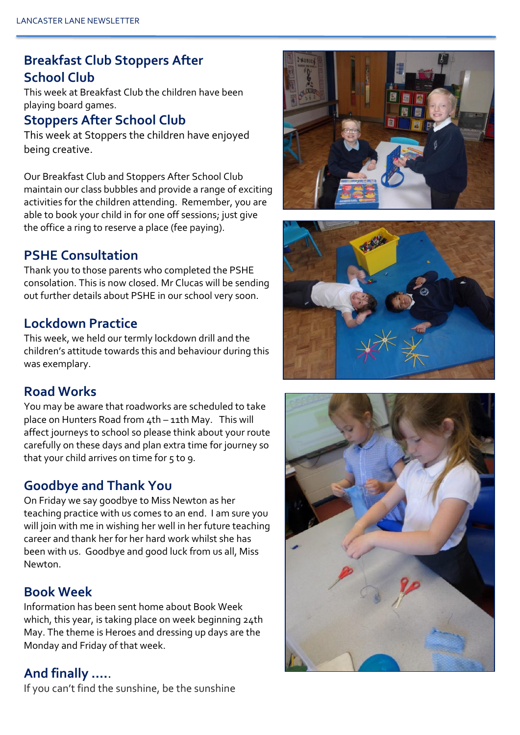## Breakfast Club Stoppers After School Club

This week at Breakfast Club the children have been playing board games.

## Stoppers After School Club

This week at Stoppers the children have enjoyed being creative.

Our Breakfast Club and Stoppers After School Club maintain our class bubbles and provide a range of exciting activities for the children attending. Remember, you are able to book your child in for one off sessions; just give the office a ring to reserve a place (fee paying).

## PSHE Consultation

Thank you to those parents who completed the PSHE consolation. This is now closed. Mr Clucas will be sending out further details about PSHE in our school very soon.

## Lockdown Practice

This week, we held our termly lockdown drill and the children's attitude towards this and behaviour during this was exemplary.

## Road Works

You may be aware that roadworks are scheduled to take place on Hunters Road from 4th – 11th May. This will affect journeys to school so please think about your route carefully on these days and plan extra time for journey so that your child arrives on time for 5 to 9.

## Goodbye and Thank You

On Friday we say goodbye to Miss Newton as her teaching practice with us comes to an end. I am sure you will join with me in wishing her well in her future teaching career and thank her for her hard work whilst she has been with us. Goodbye and good luck from us all, Miss Newton.

## Book Week

Information has been sent home about Book Week which, this year, is taking place on week beginning 24th May. The theme is Heroes and dressing up days are the Monday and Friday of that week.

## And finally .....

If you can't find the sunshine, be the sunshine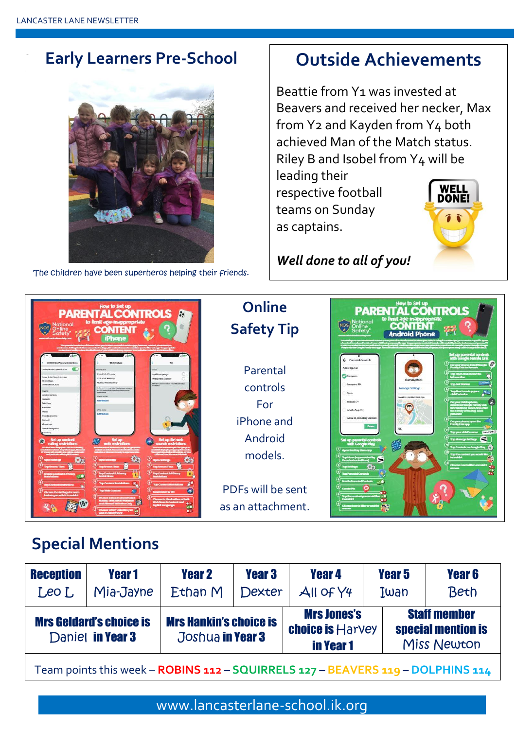## Early Learners Pre-School

The children have been superheros helping their friends.

## Outside Achievements

Beattie from Y1 was invested at Beavers and received her necker, Max from Y2 and Kayden from Y4 both achieved Man of the Match status. Riley B and Isobel from Y4 will be leading their respective football teams on Sunday as captains.

***Well done to all of you!***

## Online Safety Tip

Parental controls For iPhone and Android models.

PDFs will be sent as an attachment.

## Special Mentions

| Reception | Year 1 | Year 2 | Year 3 | Year 4 | Year 5 | Year 6 |
|---|---|---|---|---|---|---|
| Leo L | Mia-Jayne | Ethan M | Dexter | All of Y4 | Iwan | Beth |

| | | | |
|---|---|---|---|
| **Mrs Geldard's choice is** Daniel **in Year 3** | **Mrs Hankin's choice is** Joshua **in Year 3** | **Mrs Jones's choice is** Harvey **in Year 1** | **Staff member special mention is** Miss Newton |

Team points this week – **ROBINS 112** – **SQUIRRELS 127** – **BEAVERS 119** – **DOLPHINS 114**

www.lancasterlane-school.ik.org